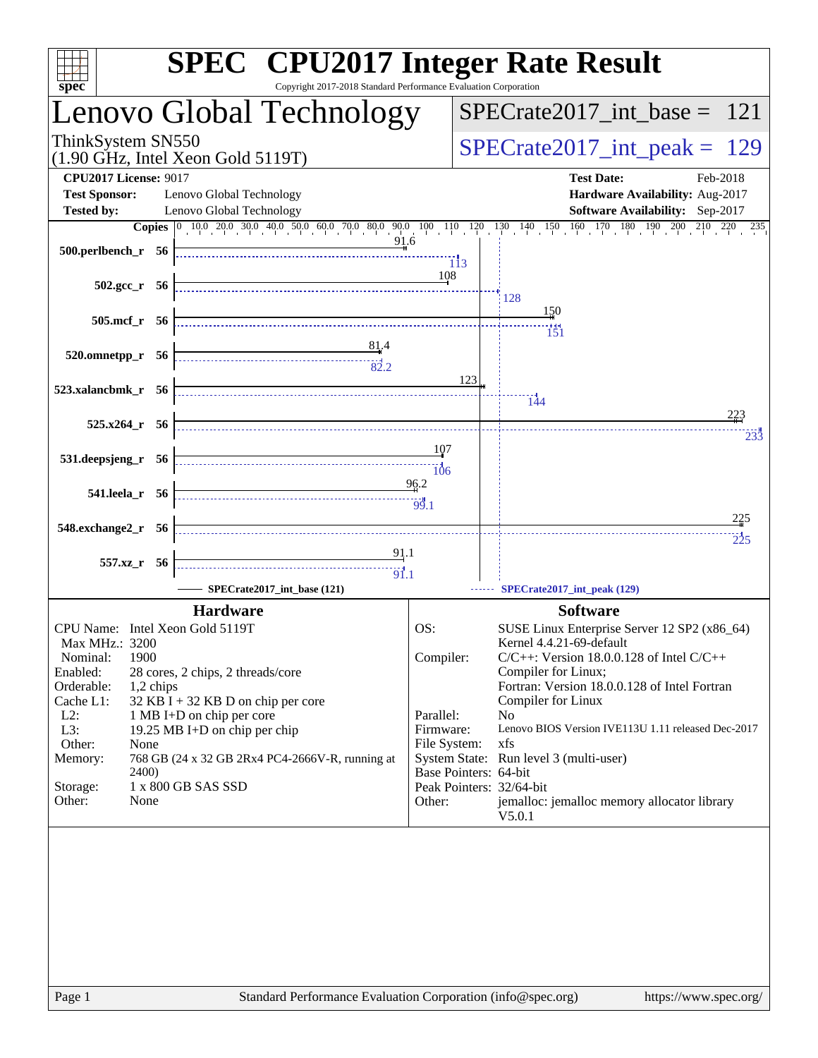# SPEC CPU2017 Integer Rate Result

Copyright 2017-2018 Standard Performance Evaluation Corporation

## Lenovo Global Technology

ThinkSystem SN550
(1.90 GHz, Intel Xeon Gold 5119T)

SPECrate2017_int_base = 121

SPECrate2017_int_peak = 129

| | | | |
|---|---|---|---|
| **CPU2017 License:** | 9017 | **Test Date:** | Feb-2018 |
| **Test Sponsor:** | Lenovo Global Technology | **Hardware Availability:** | Aug-2017 |
| **Tested by:** | Lenovo Global Technology | **Software Availability:** | Sep-2017 |

| Benchmark | Copies | Base | Peak |
|---|---|---|---|
| 500.perlbench_r | 56 | 91.6 | 113 |
| 502.gcc_r | 56 | 108 | 128 |
| 505.mcf_r | 56 | 150 | 151 |
| 520.omnetpp_r | 56 | 81.4 | 82.2 |
| 523.xalancbmk_r | 56 | 123 | 144 |
| 525.x264_r | 56 | 223 | 233 |
| 531.deepsjeng_r | 56 | 107 | 106 |
| 541.leela_r | 56 | 96.2 | 99.1 |
| 548.exchange2_r | 56 | 225 | 225 |
| 557.xz_r | 56 | 91.1 | 91.1 |

SPECrate2017_int_base (121) ------ SPECrate2017_int_peak (129)

### Hardware

| | |
|---|---|
| CPU Name: | Intel Xeon Gold 5119T |
| Max MHz.: | 3200 |
| Nominal: | 1900 |
| Enabled: | 28 cores, 2 chips, 2 threads/core |
| Orderable: | 1,2 chips |
| Cache L1: | 32 KB I + 32 KB D on chip per core |
| L2: | 1 MB I+D on chip per core |
| L3: | 19.25 MB I+D on chip per chip |
| Other: | None |
| Memory: | 768 GB (24 x 32 GB 2Rx4 PC4-2666V-R, running at 2400) |
| Storage: | 1 x 800 GB SAS SSD |
| Other: | None |

### Software

| | |
|---|---|
| OS: | SUSE Linux Enterprise Server 12 SP2 (x86_64) Kernel 4.4.21-69-default |
| Compiler: | C/C++: Version 18.0.0.128 of Intel C/C++ Compiler for Linux; Fortran: Version 18.0.0.128 of Intel Fortran Compiler for Linux |
| Parallel: | No |
| Firmware: | Lenovo BIOS Version IVE113U 1.11 released Dec-2017 |
| File System: | xfs |
| System State: | Run level 3 (multi-user) |
| Base Pointers: | 64-bit |
| Peak Pointers: | 32/64-bit |
| Other: | jemalloc: jemalloc memory allocator library V5.0.1 |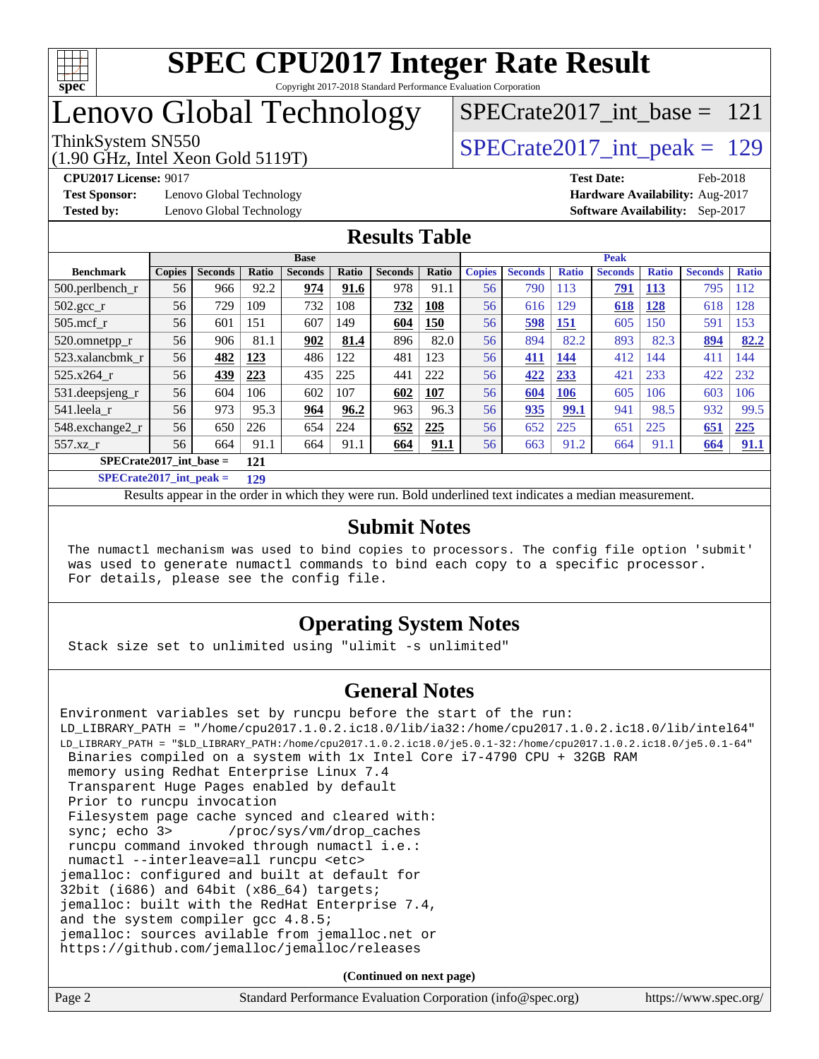# SPEC CPU2017 Integer Rate Result

Copyright 2017-2018 Standard Performance Evaluation Corporation

# Lenovo Global Technology

ThinkSystem SN550
(1.90 GHz, Intel Xeon Gold 5119T)

SPECrate2017_int_base = 121

SPECrate2017_int_peak = 129

**CPU2017 License:** 9017
**Test Sponsor:** Lenovo Global Technology
**Tested by:** Lenovo Global Technology

**Test Date:** Feb-2018
**Hardware Availability:** Aug-2017
**Software Availability:** Sep-2017

## Results Table

| | Base | | | | | | | Peak | | | | | | |
|---|---|---|---|---|---|---|---|---|---|---|---|---|---|---|
| **Benchmark** | **Copies** | **Seconds** | **Ratio** | **Seconds** | **Ratio** | **Seconds** | **Ratio** | **Copies** | **Seconds** | **Ratio** | **Seconds** | **Ratio** | **Seconds** | **Ratio** |
| 500.perlbench_r | 56 | 966 | 92.2 | **974** | **91.6** | 978 | 91.1 | 56 | 790 | 113 | **791** | **113** | 795 | 112 |
| 502.gcc_r | 56 | 729 | 109 | 732 | 108 | **732** | **108** | 56 | 616 | 129 | **618** | **128** | 618 | 128 |
| 505.mcf_r | 56 | 601 | 151 | 607 | 149 | **604** | **150** | 56 | **598** | **151** | 605 | 150 | 591 | 153 |
| 520.omnetpp_r | 56 | 906 | 81.1 | **902** | **81.4** | 896 | 82.0 | 56 | 894 | 82.2 | 893 | 82.3 | **894** | **82.2** |
| 523.xalancbmk_r | 56 | **482** | **123** | 486 | 122 | 481 | 123 | 56 | **411** | **144** | 412 | 144 | 411 | 144 |
| 525.x264_r | 56 | **439** | **223** | 435 | 225 | 441 | 222 | 56 | **422** | **233** | 421 | 233 | 422 | 232 |
| 531.deepsjeng_r | 56 | 604 | 106 | 602 | 107 | **602** | **107** | 56 | **604** | **106** | 605 | 106 | 603 | 106 |
| 541.leela_r | 56 | 973 | 95.3 | **964** | **96.2** | 963 | 96.3 | 56 | **935** | **99.1** | 941 | 98.5 | 932 | 99.5 |
| 548.exchange2_r | 56 | 650 | 226 | 654 | 224 | **652** | **225** | 56 | 652 | 225 | 651 | 225 | **651** | **225** |
| 557.xz_r | 56 | 664 | 91.1 | 664 | 91.1 | **664** | **91.1** | 56 | 663 | 91.2 | 664 | 91.1 | **664** | **91.1** |

**SPECrate2017_int_base = 121**

**SPECrate2017_int_peak = 129**

Results appear in the order in which they were run. Bold underlined text indicates a median measurement.

## Submit Notes

```
The numactl mechanism was used to bind copies to processors. The config file option 'submit'
was used to generate numactl commands to bind each copy to a specific processor.
For details, please see the config file.
```

## Operating System Notes

```
Stack size set to unlimited using "ulimit -s unlimited"
```

## General Notes

```
Environment variables set by runcpu before the start of the run:
LD_LIBRARY_PATH = "/home/cpu2017.1.0.2.ic18.0/lib/ia32:/home/cpu2017.1.0.2.ic18.0/lib/intel64"
LD_LIBRARY_PATH = "$LD_LIBRARY_PATH:/home/cpu2017.1.0.2.ic18.0/je5.0.1-32:/home/cpu2017.1.0.2.ic18.0/je5.0.1-64"
 Binaries compiled on a system with 1x Intel Core i7-4790 CPU + 32GB RAM
 memory using Redhat Enterprise Linux 7.4
 Transparent Huge Pages enabled by default
 Prior to runcpu invocation
 Filesystem page cache synced and cleared with:
 sync; echo 3>       /proc/sys/vm/drop_caches
 runcpu command invoked through numactl i.e.:
 numactl --interleave=all runcpu <etc>
jemalloc: configured and built at default for
32bit (i686) and 64bit (x86_64) targets;
jemalloc: built with the RedHat Enterprise 7.4,
and the system compiler gcc 4.8.5;
jemalloc: sources avilable from jemalloc.net or
https://github.com/jemalloc/jemalloc/releases
```

**(Continued on next page)**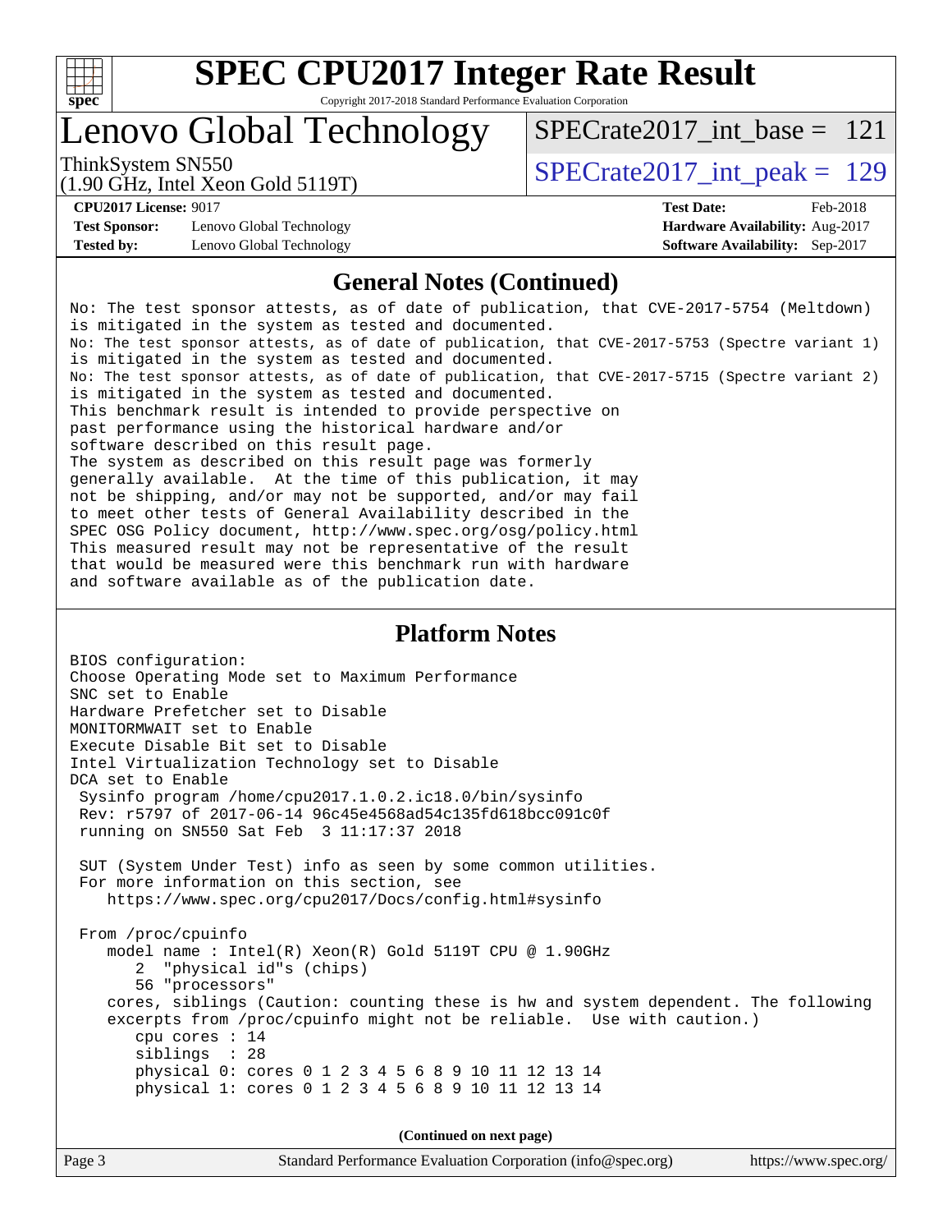# SPEC CPU2017 Integer Rate Result

Copyright 2017-2018 Standard Performance Evaluation Corporation

# Lenovo Global Technology

ThinkSystem SN550
(1.90 GHz, Intel Xeon Gold 5119T)

SPECrate2017_int_base = 121

SPECrate2017_int_peak = 129

**CPU2017 License:** 9017
**Test Sponsor:** Lenovo Global Technology
**Tested by:** Lenovo Global Technology

**Test Date:** Feb-2018
**Hardware Availability:** Aug-2017
**Software Availability:** Sep-2017

## General Notes (Continued)

```
No: The test sponsor attests, as of date of publication, that CVE-2017-5754 (Meltdown)
is mitigated in the system as tested and documented.
No: The test sponsor attests, as of date of publication, that CVE-2017-5753 (Spectre variant 1)
is mitigated in the system as tested and documented.
No: The test sponsor attests, as of date of publication, that CVE-2017-5715 (Spectre variant 2)
is mitigated in the system as tested and documented.
This benchmark result is intended to provide perspective on
past performance using the historical hardware and/or
software described on this result page.
The system as described on this result page was formerly
generally available.  At the time of this publication, it may
not be shipping, and/or may not be supported, and/or may fail
to meet other tests of General Availability described in the
SPEC OSG Policy document, http://www.spec.org/osg/policy.html
This measured result may not be representative of the result
that would be measured were this benchmark run with hardware
and software available as of the publication date.
```

## Platform Notes

```
BIOS configuration:
Choose Operating Mode set to Maximum Performance
SNC set to Enable
Hardware Prefetcher set to Disable
MONITORMWAIT set to Enable
Execute Disable Bit set to Disable
Intel Virtualization Technology set to Disable
DCA set to Enable
 Sysinfo program /home/cpu2017.1.0.2.ic18.0/bin/sysinfo
 Rev: r5797 of 2017-06-14 96c45e4568ad54c135fd618bcc091c0f
 running on SN550 Sat Feb  3 11:17:37 2018

 SUT (System Under Test) info as seen by some common utilities.
 For more information on this section, see
    https://www.spec.org/cpu2017/Docs/config.html#sysinfo

 From /proc/cpuinfo
    model name : Intel(R) Xeon(R) Gold 5119T CPU @ 1.90GHz
       2  "physical id"s (chips)
       56 "processors"
    cores, siblings (Caution: counting these is hw and system dependent. The following
    excerpts from /proc/cpuinfo might not be reliable.  Use with caution.)
       cpu cores : 14
       siblings  : 28
       physical 0: cores 0 1 2 3 4 5 6 8 9 10 11 12 13 14
       physical 1: cores 0 1 2 3 4 5 6 8 9 10 11 12 13 14
```

**(Continued on next page)**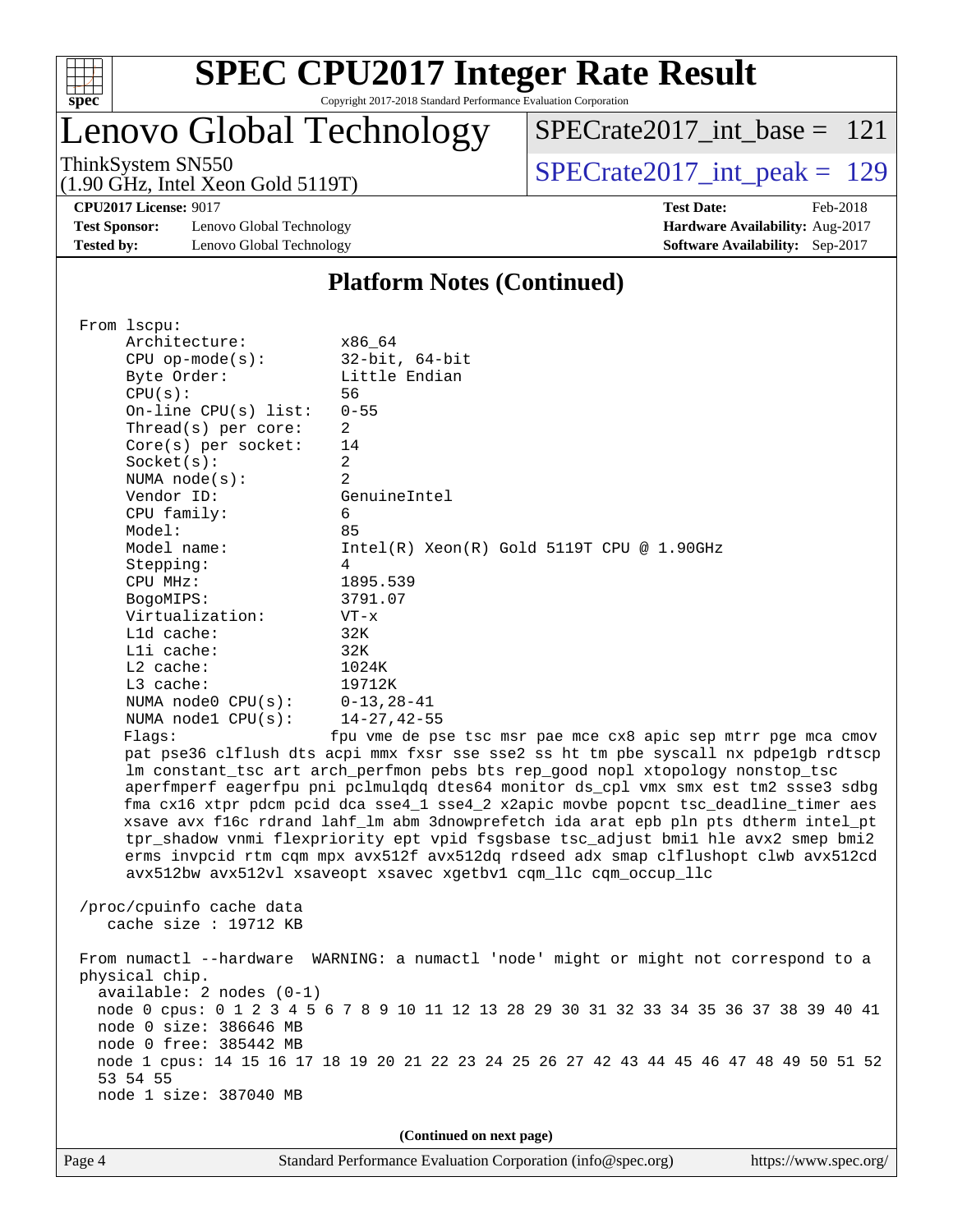# SPEC CPU2017 Integer Rate Result

Copyright 2017-2018 Standard Performance Evaluation Corporation

## Lenovo Global Technology

ThinkSystem SN550
(1.90 GHz, Intel Xeon Gold 5119T)

SPECrate2017_int_base = 121

SPECrate2017_int_peak = 129

**CPU2017 License:** 9017
**Test Sponsor:** Lenovo Global Technology
**Tested by:** Lenovo Global Technology

**Test Date:** Feb-2018
**Hardware Availability:** Aug-2017
**Software Availability:** Sep-2017

## Platform Notes (Continued)

```
From lscpu:
     Architecture:          x86_64
     CPU op-mode(s):        32-bit, 64-bit
     Byte Order:            Little Endian
     CPU(s):                56
     On-line CPU(s) list:   0-55
     Thread(s) per core:    2
     Core(s) per socket:    14
     Socket(s):             2
     NUMA node(s):          2
     Vendor ID:             GenuineIntel
     CPU family:            6
     Model:                 85
     Model name:            Intel(R) Xeon(R) Gold 5119T CPU @ 1.90GHz
     Stepping:              4
     CPU MHz:               1895.539
     BogoMIPS:              3791.07
     Virtualization:        VT-x
     L1d cache:             32K
     L1i cache:             32K
     L2 cache:              1024K
     L3 cache:              19712K
     NUMA node0 CPU(s):     0-13,28-41
     NUMA node1 CPU(s):     14-27,42-55
     Flags:                 fpu vme de pse tsc msr pae mce cx8 apic sep mtrr pge mca cmov
     pat pse36 clflush dts acpi mmx fxsr sse sse2 ss ht tm pbe syscall nx pdpe1gb rdtscp
     lm constant_tsc art arch_perfmon pebs bts rep_good nopl xtopology nonstop_tsc
     aperfmperf eagerfpu pni pclmulqdq dtes64 monitor ds_cpl vmx smx est tm2 ssse3 sdbg
     fma cx16 xtpr pdcm pcid dca sse4_1 sse4_2 x2apic movbe popcnt tsc_deadline_timer aes
     xsave avx f16c rdrand lahf_lm abm 3dnowprefetch ida arat epb pln pts dtherm intel_pt
     tpr_shadow vnmi flexpriority ept vpid fsgsbase tsc_adjust bmi1 hle avx2 smep bmi2
     erms invpcid rtm cqm mpx avx512f avx512dq rdseed adx smap clflushopt clwb avx512cd
     avx512bw avx512vl xsaveopt xsavec xgetbv1 cqm_llc cqm_occup_llc

 /proc/cpuinfo cache data
    cache size : 19712 KB

 From numactl --hardware  WARNING: a numactl 'node' might or might not correspond to a
 physical chip.
   available: 2 nodes (0-1)
   node 0 cpus: 0 1 2 3 4 5 6 7 8 9 10 11 12 13 28 29 30 31 32 33 34 35 36 37 38 39 40 41
   node 0 size: 386646 MB
   node 0 free: 385442 MB
   node 1 cpus: 14 15 16 17 18 19 20 21 22 23 24 25 26 27 42 43 44 45 46 47 48 49 50 51 52
   53 54 55
   node 1 size: 387040 MB
```

(Continued on next page)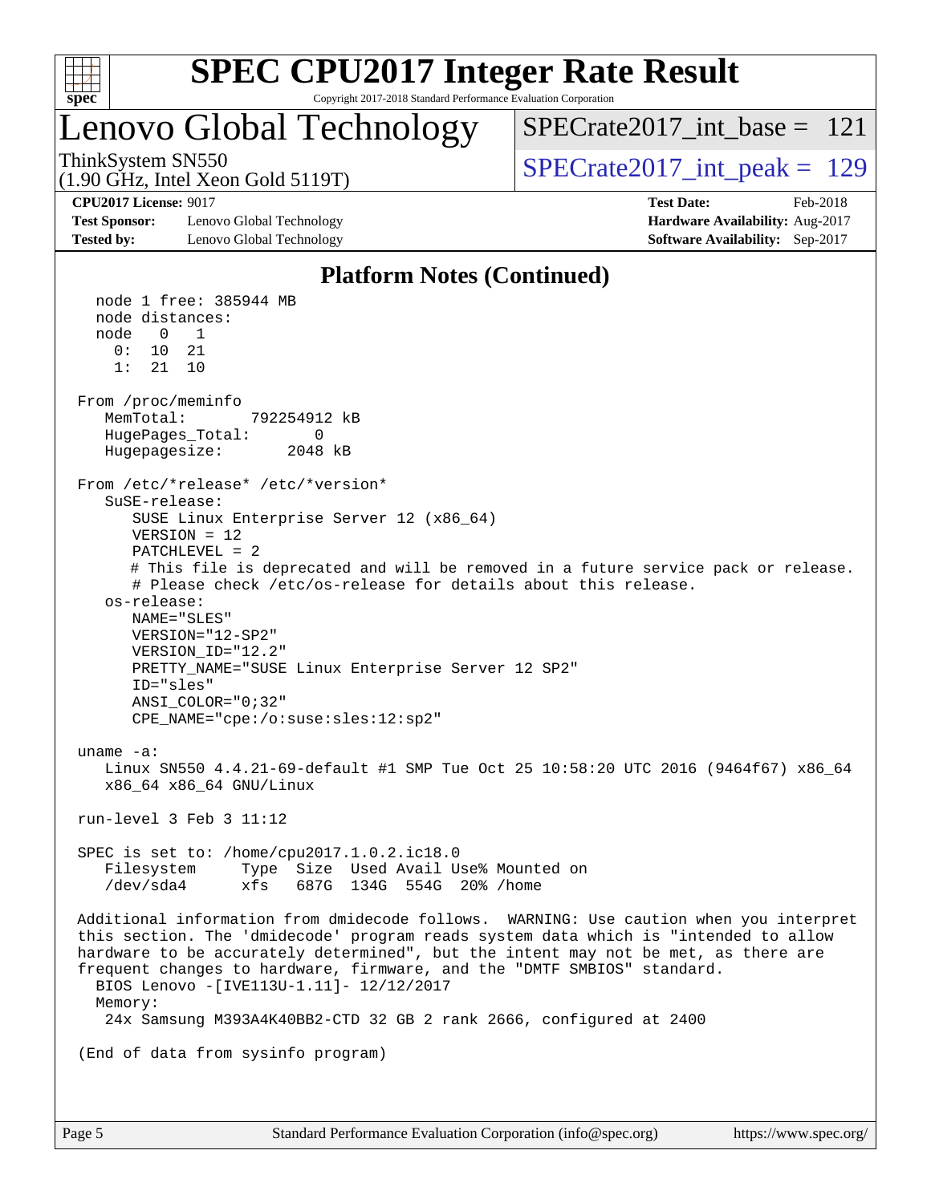## Platform Notes (Continued)

```
  node 1 free: 385944 MB
  node distances:
  node   0   1
    0:  10  21
    1:  21  10

From /proc/meminfo
   MemTotal:       792254912 kB
   HugePages_Total:       0
   Hugepagesize:       2048 kB

From /etc/*release* /etc/*version*
   SuSE-release:
      SUSE Linux Enterprise Server 12 (x86_64)
      VERSION = 12
      PATCHLEVEL = 2
      # This file is deprecated and will be removed in a future service pack or release.
      # Please check /etc/os-release for details about this release.
   os-release:
      NAME="SLES"
      VERSION="12-SP2"
      VERSION_ID="12.2"
      PRETTY_NAME="SUSE Linux Enterprise Server 12 SP2"
      ID="sles"
      ANSI_COLOR="0;32"
      CPE_NAME="cpe:/o:suse:sles:12:sp2"

uname -a:
   Linux SN550 4.4.21-69-default #1 SMP Tue Oct 25 10:58:20 UTC 2016 (9464f67) x86_64
   x86_64 x86_64 GNU/Linux

run-level 3 Feb 3 11:12

SPEC is set to: /home/cpu2017.1.0.2.ic18.0
   Filesystem     Type  Size  Used Avail Use% Mounted on
   /dev/sda4      xfs   687G  134G  554G  20% /home

Additional information from dmidecode follows.  WARNING: Use caution when you interpret
this section. The 'dmidecode' program reads system data which is "intended to allow
hardware to be accurately determined", but the intent may not be met, as there are
frequent changes to hardware, firmware, and the "DMTF SMBIOS" standard.
  BIOS Lenovo -[IVE113U-1.11]- 12/12/2017
  Memory:
   24x Samsung M393A4K40BB2-CTD 32 GB 2 rank 2666, configured at 2400

(End of data from sysinfo program)
```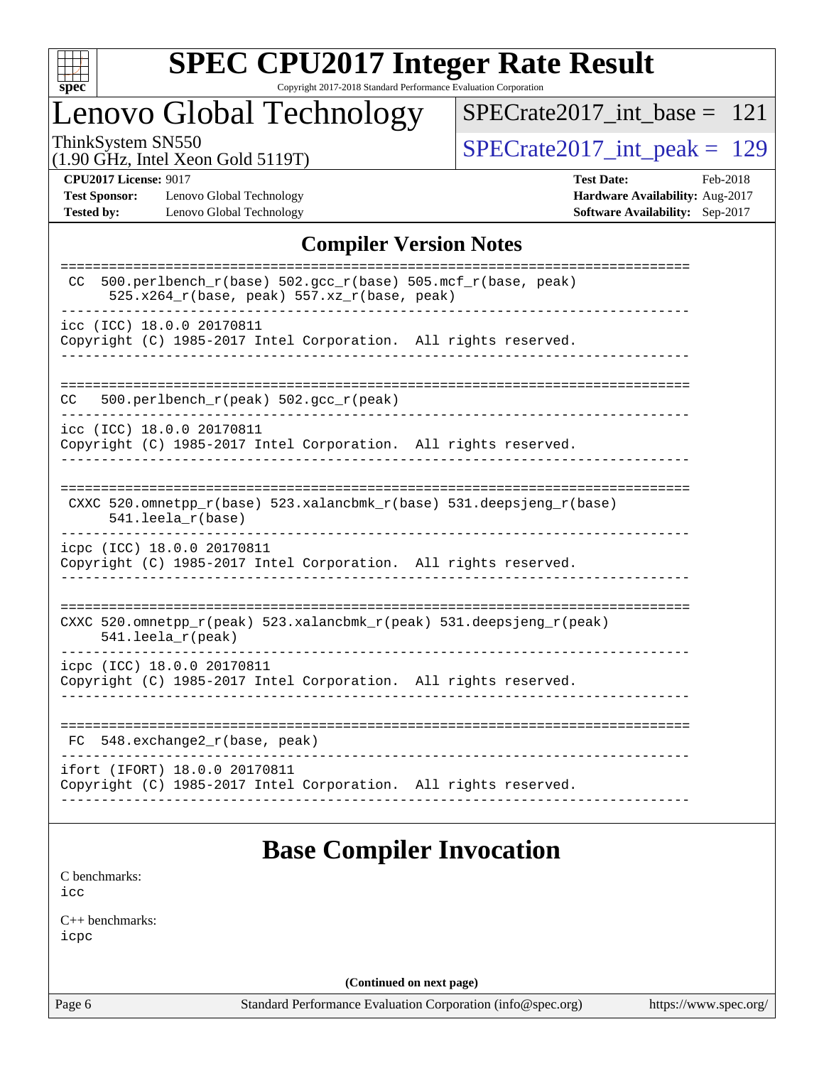## Compiler Version Notes

```
==============================================================================
 CC  500.perlbench_r(base) 502.gcc_r(base) 505.mcf_r(base, peak)
      525.x264_r(base, peak) 557.xz_r(base, peak)
------------------------------------------------------------------------------
icc (ICC) 18.0.0 20170811
Copyright (C) 1985-2017 Intel Corporation.  All rights reserved.
------------------------------------------------------------------------------

==============================================================================
CC   500.perlbench_r(peak) 502.gcc_r(peak)
------------------------------------------------------------------------------
icc (ICC) 18.0.0 20170811
Copyright (C) 1985-2017 Intel Corporation.  All rights reserved.
------------------------------------------------------------------------------

==============================================================================
 CXXC 520.omnetpp_r(base) 523.xalancbmk_r(base) 531.deepsjeng_r(base)
      541.leela_r(base)
------------------------------------------------------------------------------
icpc (ICC) 18.0.0 20170811
Copyright (C) 1985-2017 Intel Corporation.  All rights reserved.
------------------------------------------------------------------------------

==============================================================================
CXXC 520.omnetpp_r(peak) 523.xalancbmk_r(peak) 531.deepsjeng_r(peak)
     541.leela_r(peak)
------------------------------------------------------------------------------
icpc (ICC) 18.0.0 20170811
Copyright (C) 1985-2017 Intel Corporation.  All rights reserved.
------------------------------------------------------------------------------

==============================================================================
 FC  548.exchange2_r(base, peak)
------------------------------------------------------------------------------
ifort (IFORT) 18.0.0 20170811
Copyright (C) 1985-2017 Intel Corporation.  All rights reserved.
------------------------------------------------------------------------------
```

## Base Compiler Invocation

C benchmarks:
icc

C++ benchmarks:
icpc

**(Continued on next page)**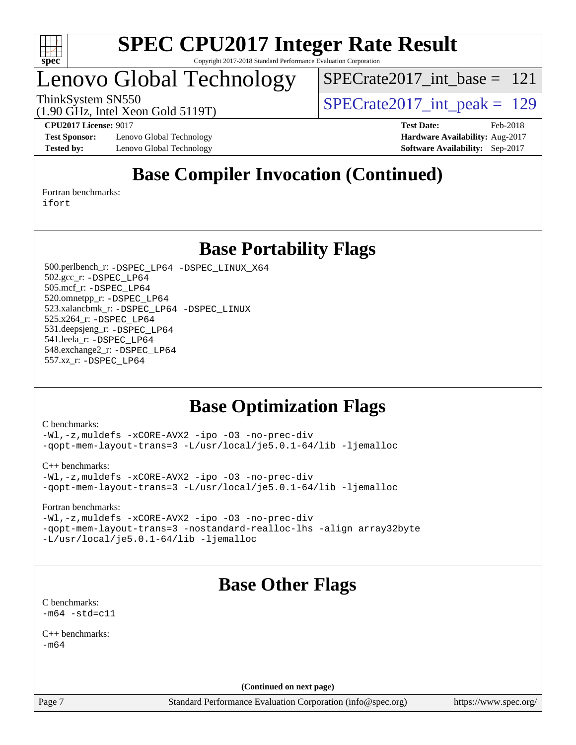# SPEC CPU2017 Integer Rate Result

Copyright 2017-2018 Standard Performance Evaluation Corporation

## Lenovo Global Technology

ThinkSystem SN550
(1.90 GHz, Intel Xeon Gold 5119T)

SPECrate2017_int_base = 121

SPECrate2017_int_peak = 129

**CPU2017 License:** 9017
**Test Sponsor:** Lenovo Global Technology
**Tested by:** Lenovo Global Technology

**Test Date:** Feb-2018
**Hardware Availability:** Aug-2017
**Software Availability:** Sep-2017

## Base Compiler Invocation (Continued)

Fortran benchmarks:
ifort

## Base Portability Flags

500.perlbench_r: -DSPEC_LP64 -DSPEC_LINUX_X64
502.gcc_r: -DSPEC_LP64
505.mcf_r: -DSPEC_LP64
520.omnetpp_r: -DSPEC_LP64
523.xalancbmk_r: -DSPEC_LP64 -DSPEC_LINUX
525.x264_r: -DSPEC_LP64
531.deepsjeng_r: -DSPEC_LP64
541.leela_r: -DSPEC_LP64
548.exchange2_r: -DSPEC_LP64
557.xz_r: -DSPEC_LP64

## Base Optimization Flags

C benchmarks:
-Wl,-z,muldefs -xCORE-AVX2 -ipo -O3 -no-prec-div
-qopt-mem-layout-trans=3 -L/usr/local/je5.0.1-64/lib -ljemalloc

C++ benchmarks:
-Wl,-z,muldefs -xCORE-AVX2 -ipo -O3 -no-prec-div
-qopt-mem-layout-trans=3 -L/usr/local/je5.0.1-64/lib -ljemalloc

Fortran benchmarks:
-Wl,-z,muldefs -xCORE-AVX2 -ipo -O3 -no-prec-div
-qopt-mem-layout-trans=3 -nostandard-realloc-lhs -align array32byte
-L/usr/local/je5.0.1-64/lib -ljemalloc

## Base Other Flags

C benchmarks:
-m64 -std=c11

C++ benchmarks:
-m64

**(Continued on next page)**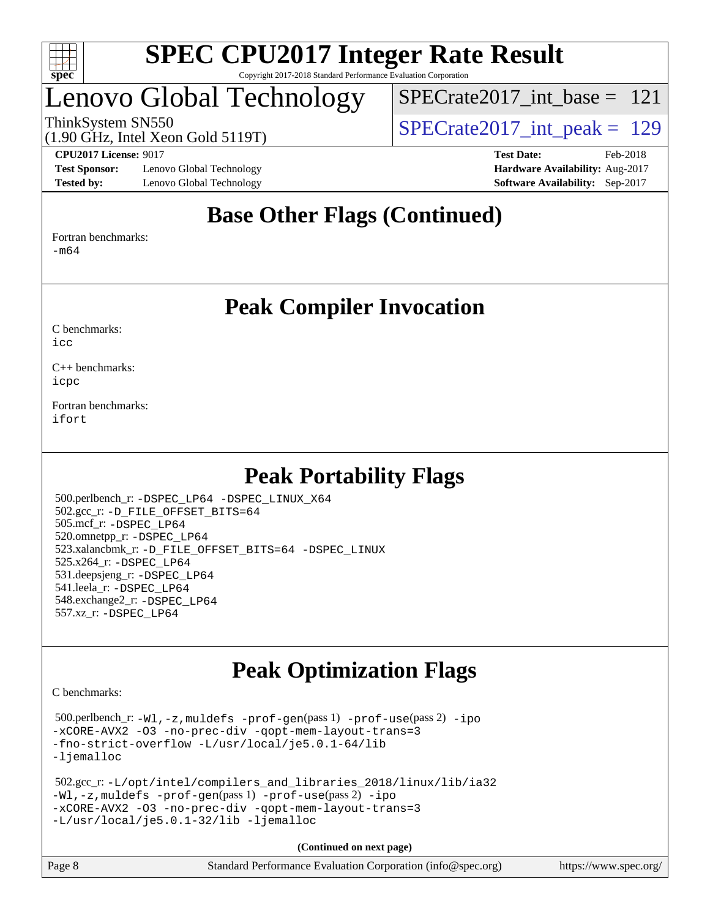## Base Other Flags (Continued)

Fortran benchmarks:
-m64

## Peak Compiler Invocation

C benchmarks:
icc

C++ benchmarks:
icpc

Fortran benchmarks:
ifort

## Peak Portability Flags

500.perlbench_r: -DSPEC_LP64 -DSPEC_LINUX_X64
502.gcc_r: -D_FILE_OFFSET_BITS=64
505.mcf_r: -DSPEC_LP64
520.omnetpp_r: -DSPEC_LP64
523.xalancbmk_r: -D_FILE_OFFSET_BITS=64 -DSPEC_LINUX
525.x264_r: -DSPEC_LP64
531.deepsjeng_r: -DSPEC_LP64
541.leela_r: -DSPEC_LP64
548.exchange2_r: -DSPEC_LP64
557.xz_r: -DSPEC_LP64

## Peak Optimization Flags

C benchmarks:

500.perlbench_r: -Wl,-z,muldefs -prof-gen(pass 1) -prof-use(pass 2) -ipo -xCORE-AVX2 -O3 -no-prec-div -qopt-mem-layout-trans=3 -fno-strict-overflow -L/usr/local/je5.0.1-64/lib -ljemalloc

502.gcc_r: -L/opt/intel/compilers_and_libraries_2018/linux/lib/ia32 -Wl,-z,muldefs -prof-gen(pass 1) -prof-use(pass 2) -ipo -xCORE-AVX2 -O3 -no-prec-div -qopt-mem-layout-trans=3 -L/usr/local/je5.0.1-32/lib -ljemalloc

**(Continued on next page)**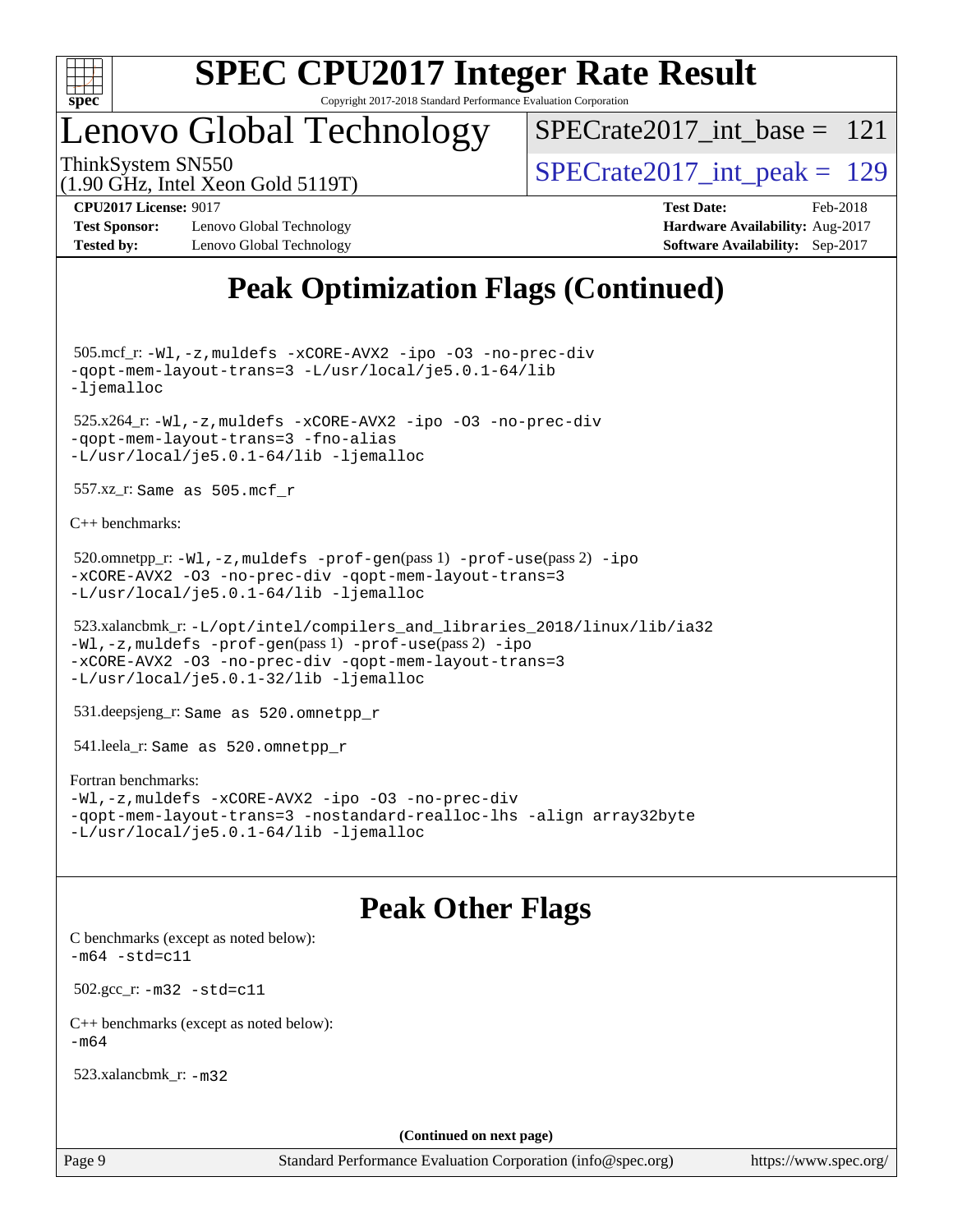# Peak Optimization Flags (Continued)

505.mcf_r: `-Wl,-z,muldefs -xCORE-AVX2 -ipo -O3 -no-prec-div -qopt-mem-layout-trans=3 -L/usr/local/je5.0.1-64/lib -ljemalloc`

525.x264_r: `-Wl,-z,muldefs -xCORE-AVX2 -ipo -O3 -no-prec-div -qopt-mem-layout-trans=3 -fno-alias -L/usr/local/je5.0.1-64/lib -ljemalloc`

557.xz_r: `Same as 505.mcf_r`

C++ benchmarks:

520.omnetpp_r: `-Wl,-z,muldefs -prof-gen`(pass 1) `-prof-use`(pass 2) `-ipo -xCORE-AVX2 -O3 -no-prec-div -qopt-mem-layout-trans=3 -L/usr/local/je5.0.1-64/lib -ljemalloc`

523.xalancbmk_r: `-L/opt/intel/compilers_and_libraries_2018/linux/lib/ia32 -Wl,-z,muldefs -prof-gen`(pass 1) `-prof-use`(pass 2) `-ipo -xCORE-AVX2 -O3 -no-prec-div -qopt-mem-layout-trans=3 -L/usr/local/je5.0.1-32/lib -ljemalloc`

531.deepsjeng_r: `Same as 520.omnetpp_r`

541.leela_r: `Same as 520.omnetpp_r`

Fortran benchmarks:
`-Wl,-z,muldefs -xCORE-AVX2 -ipo -O3 -no-prec-div -qopt-mem-layout-trans=3 -nostandard-realloc-lhs -align array32byte -L/usr/local/je5.0.1-64/lib -ljemalloc`

# Peak Other Flags

C benchmarks (except as noted below):
`-m64 -std=c11`

502.gcc_r: `-m32 -std=c11`

C++ benchmarks (except as noted below):
`-m64`

523.xalancbmk_r: `-m32`

**(Continued on next page)**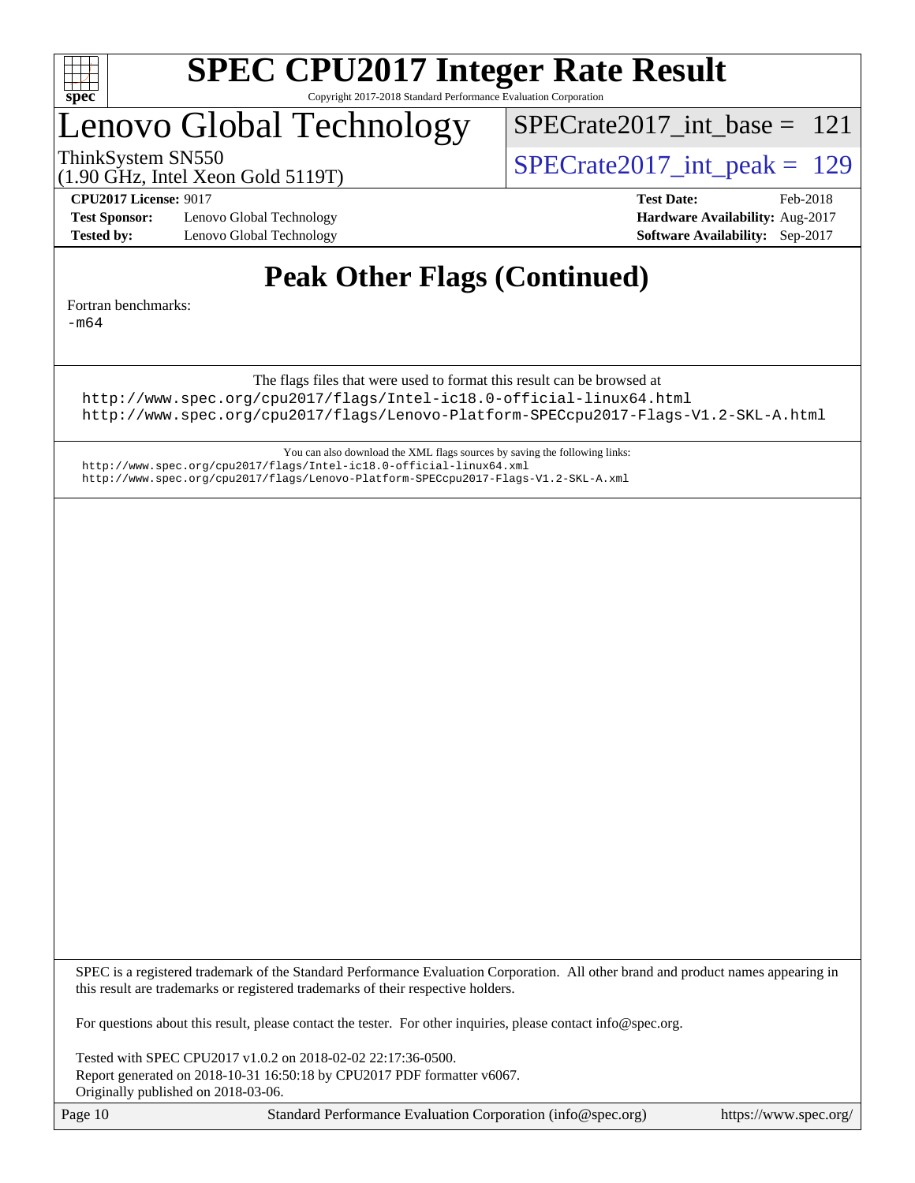# Peak Other Flags (Continued)

Fortran benchmarks:
-m64

The flags files that were used to format this result can be browsed at
http://www.spec.org/cpu2017/flags/Intel-ic18.0-official-linux64.html
http://www.spec.org/cpu2017/flags/Lenovo-Platform-SPECcpu2017-Flags-V1.2-SKL-A.html

You can also download the XML flags sources by saving the following links:
http://www.spec.org/cpu2017/flags/Intel-ic18.0-official-linux64.xml
http://www.spec.org/cpu2017/flags/Lenovo-Platform-SPECcpu2017-Flags-V1.2-SKL-A.xml

SPEC is a registered trademark of the Standard Performance Evaluation Corporation. All other brand and product names appearing in this result are trademarks or registered trademarks of their respective holders.

For questions about this result, please contact the tester. For other inquiries, please contact info@spec.org.

Tested with SPEC CPU2017 v1.0.2 on 2018-02-02 22:17:36-0500.
Report generated on 2018-10-31 16:50:18 by CPU2017 PDF formatter v6067.
Originally published on 2018-03-06.